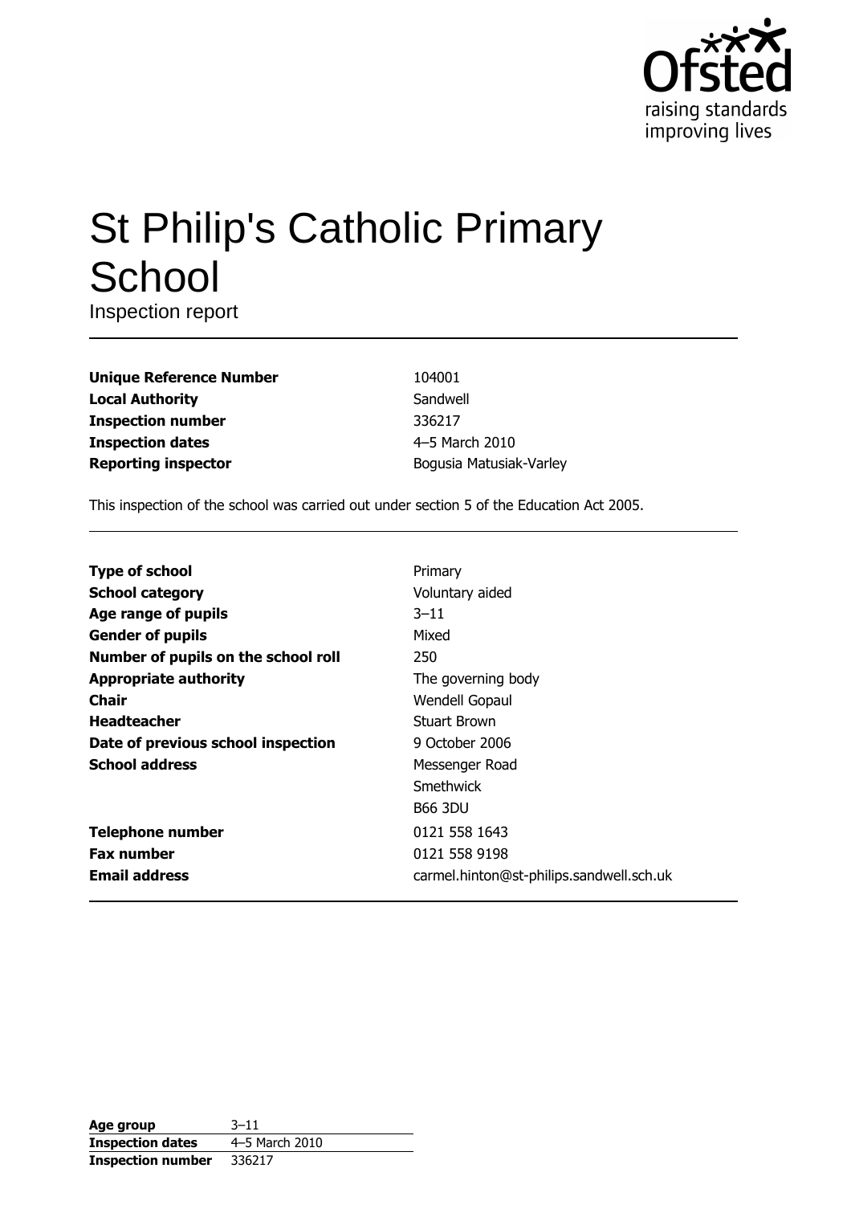# St Philip's Catholic Primary School

Inspection report

| | |
|---|---|
| **Unique Reference Number** | 104001 |
| **Local Authority** | Sandwell |
| **Inspection number** | 336217 |
| **Inspection dates** | 4–5 March 2010 |
| **Reporting inspector** | Bogusia Matusiak-Varley |

This inspection of the school was carried out under section 5 of the Education Act 2005.

| | |
|---|---|
| **Type of school** | Primary |
| **School category** | Voluntary aided |
| **Age range of pupils** | 3–11 |
| **Gender of pupils** | Mixed |
| **Number of pupils on the school roll** | 250 |
| **Appropriate authority** | The governing body |
| **Chair** | Wendell Gopaul |
| **Headteacher** | Stuart Brown |
| **Date of previous school inspection** | 9 October 2006 |
| **School address** | Messenger Road<br>Smethwick<br>B66 3DU |
| **Telephone number** | 0121 558 1643 |
| **Fax number** | 0121 558 9198 |
| **Email address** | carmel.hinton@st-philips.sandwell.sch.uk |

| | |
|---|---|
| **Age group** | 3–11 |
| **Inspection dates** | 4–5 March 2010 |
| **Inspection number** | 336217 |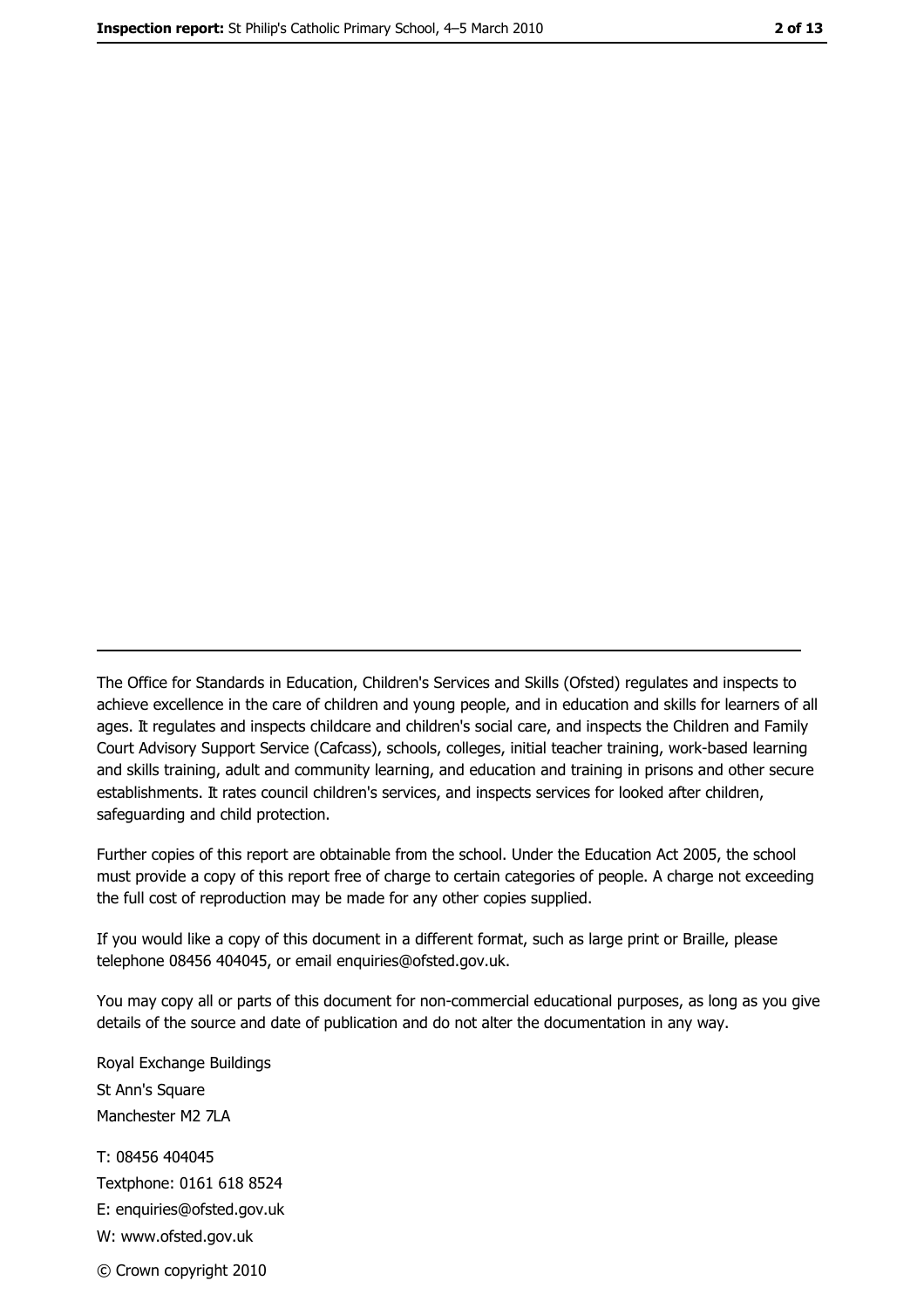The Office for Standards in Education, Children's Services and Skills (Ofsted) regulates and inspects to achieve excellence in the care of children and young people, and in education and skills for learners of all ages. It regulates and inspects childcare and children's social care, and inspects the Children and Family Court Advisory Support Service (Cafcass), schools, colleges, initial teacher training, work-based learning and skills training, adult and community learning, and education and training in prisons and other secure establishments. It rates council children's services, and inspects services for looked after children, safeguarding and child protection.

Further copies of this report are obtainable from the school. Under the Education Act 2005, the school must provide a copy of this report free of charge to certain categories of people. A charge not exceeding the full cost of reproduction may be made for any other copies supplied.

If you would like a copy of this document in a different format, such as large print or Braille, please telephone 08456 404045, or email enquiries@ofsted.gov.uk.

You may copy all or parts of this document for non-commercial educational purposes, as long as you give details of the source and date of publication and do not alter the documentation in any way.

Royal Exchange Buildings
St Ann's Square
Manchester M2 7LA

T: 08456 404045
Textphone: 0161 618 8524
E: enquiries@ofsted.gov.uk
W: www.ofsted.gov.uk

© Crown copyright 2010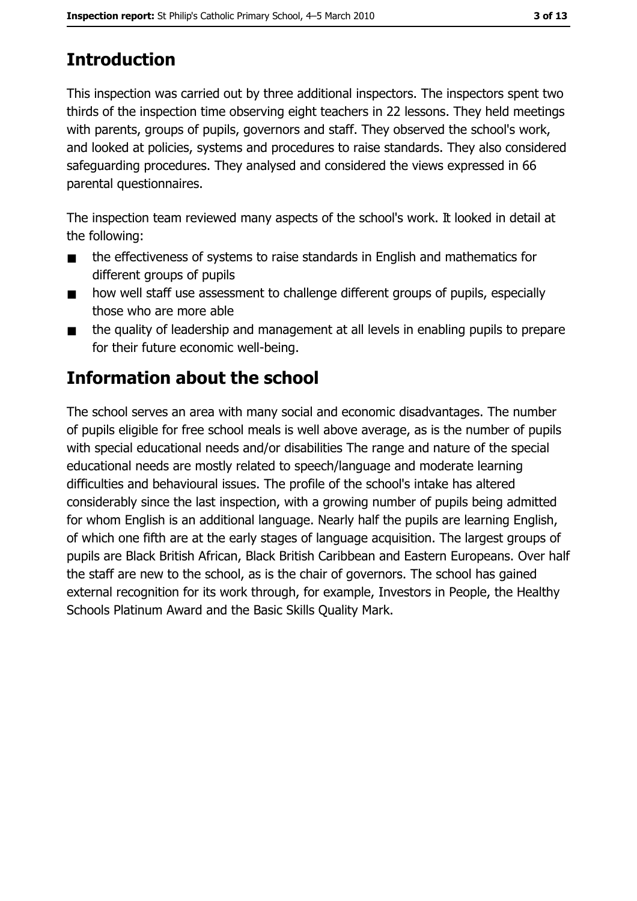# Introduction

This inspection was carried out by three additional inspectors. The inspectors spent two thirds of the inspection time observing eight teachers in 22 lessons. They held meetings with parents, groups of pupils, governors and staff. They observed the school's work, and looked at policies, systems and procedures to raise standards. They also considered safeguarding procedures. They analysed and considered the views expressed in 66 parental questionnaires.

The inspection team reviewed many aspects of the school's work. It looked in detail at the following:

- the effectiveness of systems to raise standards in English and mathematics for different groups of pupils
- how well staff use assessment to challenge different groups of pupils, especially those who are more able
- the quality of leadership and management at all levels in enabling pupils to prepare for their future economic well-being.

# Information about the school

The school serves an area with many social and economic disadvantages. The number of pupils eligible for free school meals is well above average, as is the number of pupils with special educational needs and/or disabilities The range and nature of the special educational needs are mostly related to speech/language and moderate learning difficulties and behavioural issues. The profile of the school's intake has altered considerably since the last inspection, with a growing number of pupils being admitted for whom English is an additional language. Nearly half the pupils are learning English, of which one fifth are at the early stages of language acquisition. The largest groups of pupils are Black British African, Black British Caribbean and Eastern Europeans. Over half the staff are new to the school, as is the chair of governors. The school has gained external recognition for its work through, for example, Investors in People, the Healthy Schools Platinum Award and the Basic Skills Quality Mark.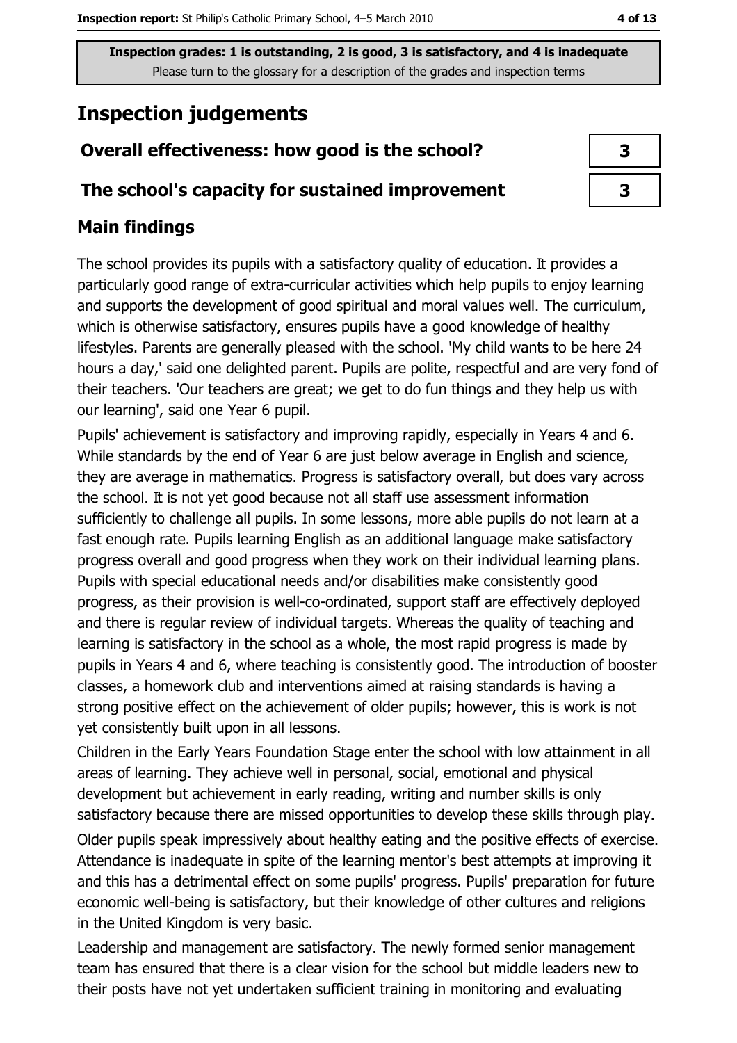**Inspection grades: 1 is outstanding, 2 is good, 3 is satisfactory, and 4 is inadequate**
Please turn to the glossary for a description of the grades and inspection terms

## Inspection judgements

| | |
|---|---|
| **Overall effectiveness: how good is the school?** | **3** |
| **The school's capacity for sustained improvement** | **3** |

### Main findings

The school provides its pupils with a satisfactory quality of education. It provides a particularly good range of extra-curricular activities which help pupils to enjoy learning and supports the development of good spiritual and moral values well. The curriculum, which is otherwise satisfactory, ensures pupils have a good knowledge of healthy lifestyles. Parents are generally pleased with the school. 'My child wants to be here 24 hours a day,' said one delighted parent. Pupils are polite, respectful and are very fond of their teachers. 'Our teachers are great; we get to do fun things and they help us with our learning', said one Year 6 pupil.

Pupils' achievement is satisfactory and improving rapidly, especially in Years 4 and 6. While standards by the end of Year 6 are just below average in English and science, they are average in mathematics. Progress is satisfactory overall, but does vary across the school. It is not yet good because not all staff use assessment information sufficiently to challenge all pupils. In some lessons, more able pupils do not learn at a fast enough rate. Pupils learning English as an additional language make satisfactory progress overall and good progress when they work on their individual learning plans. Pupils with special educational needs and/or disabilities make consistently good progress, as their provision is well-co-ordinated, support staff are effectively deployed and there is regular review of individual targets. Whereas the quality of teaching and learning is satisfactory in the school as a whole, the most rapid progress is made by pupils in Years 4 and 6, where teaching is consistently good. The introduction of booster classes, a homework club and interventions aimed at raising standards is having a strong positive effect on the achievement of older pupils; however, this is work is not yet consistently built upon in all lessons.

Children in the Early Years Foundation Stage enter the school with low attainment in all areas of learning. They achieve well in personal, social, emotional and physical development but achievement in early reading, writing and number skills is only satisfactory because there are missed opportunities to develop these skills through play.

Older pupils speak impressively about healthy eating and the positive effects of exercise. Attendance is inadequate in spite of the learning mentor's best attempts at improving it and this has a detrimental effect on some pupils' progress. Pupils' preparation for future economic well-being is satisfactory, but their knowledge of other cultures and religions in the United Kingdom is very basic.

Leadership and management are satisfactory. The newly formed senior management team has ensured that there is a clear vision for the school but middle leaders new to their posts have not yet undertaken sufficient training in monitoring and evaluating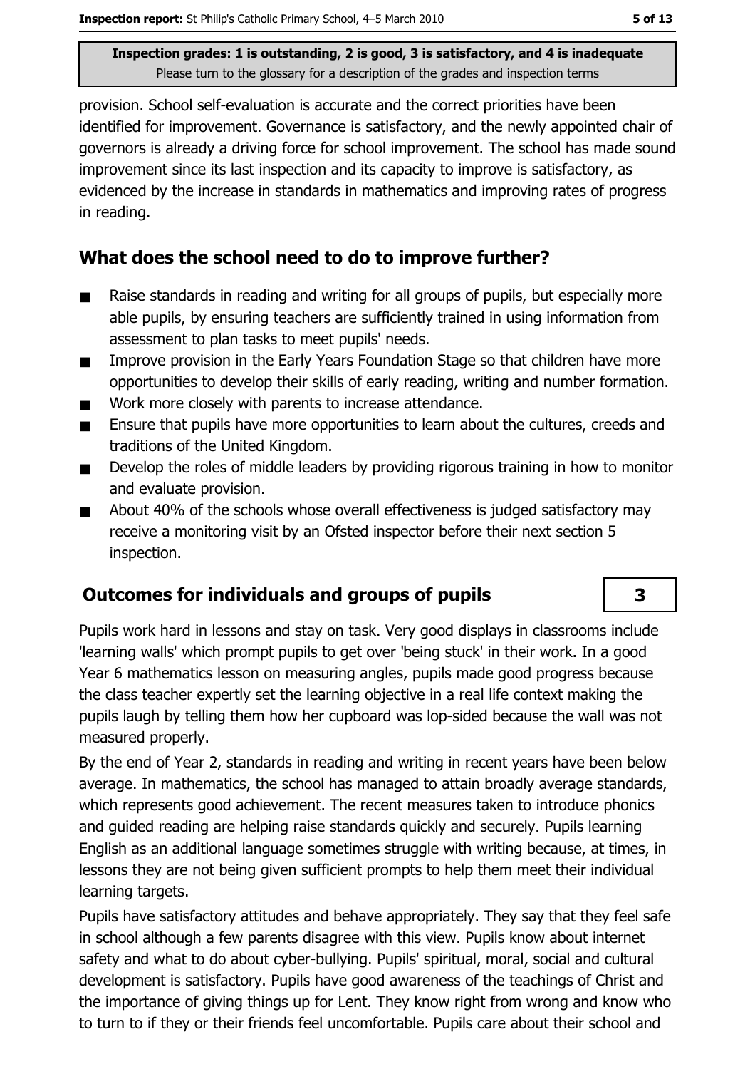provision. School self-evaluation is accurate and the correct priorities have been identified for improvement. Governance is satisfactory, and the newly appointed chair of governors is already a driving force for school improvement. The school has made sound improvement since its last inspection and its capacity to improve is satisfactory, as evidenced by the increase in standards in mathematics and improving rates of progress in reading.

## What does the school need to do to improve further?

- Raise standards in reading and writing for all groups of pupils, but especially more able pupils, by ensuring teachers are sufficiently trained in using information from assessment to plan tasks to meet pupils' needs.
- Improve provision in the Early Years Foundation Stage so that children have more opportunities to develop their skills of early reading, writing and number formation.
- Work more closely with parents to increase attendance.
- Ensure that pupils have more opportunities to learn about the cultures, creeds and traditions of the United Kingdom.
- Develop the roles of middle leaders by providing rigorous training in how to monitor and evaluate provision.
- About 40% of the schools whose overall effectiveness is judged satisfactory may receive a monitoring visit by an Ofsted inspector before their next section 5 inspection.

## Outcomes for individuals and groups of pupils — 3

Pupils work hard in lessons and stay on task. Very good displays in classrooms include 'learning walls' which prompt pupils to get over 'being stuck' in their work. In a good Year 6 mathematics lesson on measuring angles, pupils made good progress because the class teacher expertly set the learning objective in a real life context making the pupils laugh by telling them how her cupboard was lop-sided because the wall was not measured properly.

By the end of Year 2, standards in reading and writing in recent years have been below average. In mathematics, the school has managed to attain broadly average standards, which represents good achievement. The recent measures taken to introduce phonics and guided reading are helping raise standards quickly and securely. Pupils learning English as an additional language sometimes struggle with writing because, at times, in lessons they are not being given sufficient prompts to help them meet their individual learning targets.

Pupils have satisfactory attitudes and behave appropriately. They say that they feel safe in school although a few parents disagree with this view. Pupils know about internet safety and what to do about cyber-bullying. Pupils' spiritual, moral, social and cultural development is satisfactory. Pupils have good awareness of the teachings of Christ and the importance of giving things up for Lent. They know right from wrong and know who to turn to if they or their friends feel uncomfortable. Pupils care about their school and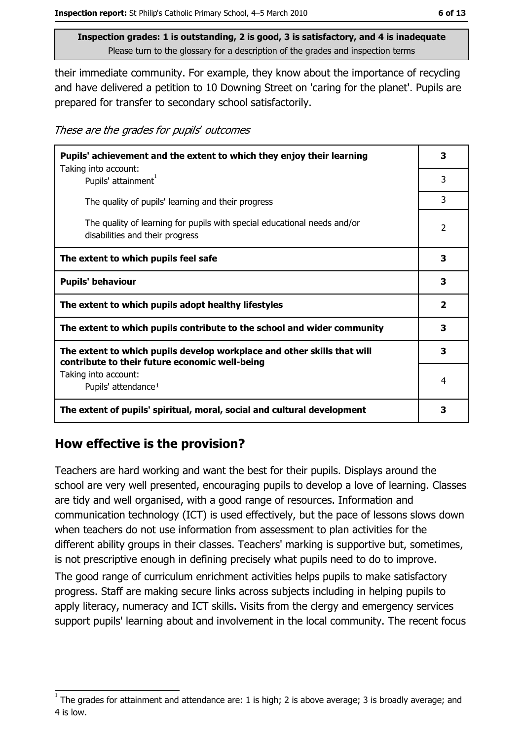their immediate community. For example, they know about the importance of recycling and have delivered a petition to 10 Downing Street on 'caring for the planet'. Pupils are prepared for transfer to secondary school satisfactorily.

*These are the grades for pupils' outcomes*

| | |
|---|---|
| **Pupils' achievement and the extent to which they enjoy their learning** | **3** |
| Taking into account: Pupils' attainment[1] | 3 |
| The quality of pupils' learning and their progress | 3 |
| The quality of learning for pupils with special educational needs and/or disabilities and their progress | 2 |
| **The extent to which pupils feel safe** | **3** |
| **Pupils' behaviour** | **3** |
| **The extent to which pupils adopt healthy lifestyles** | **2** |
| **The extent to which pupils contribute to the school and wider community** | **3** |
| **The extent to which pupils develop workplace and other skills that will contribute to their future economic well-being** | **3** |
| Taking into account: Pupils' attendance[1] | 4 |
| **The extent of pupils' spiritual, moral, social and cultural development** | **3** |

## How effective is the provision?

Teachers are hard working and want the best for their pupils. Displays around the school are very well presented, encouraging pupils to develop a love of learning. Classes are tidy and well organised, with a good range of resources. Information and communication technology (ICT) is used effectively, but the pace of lessons slows down when teachers do not use information from assessment to plan activities for the different ability groups in their classes. Teachers' marking is supportive but, sometimes, is not prescriptive enough in defining precisely what pupils need to do to improve.

The good range of curriculum enrichment activities helps pupils to make satisfactory progress. Staff are making secure links across subjects including in helping pupils to apply literacy, numeracy and ICT skills. Visits from the clergy and emergency services support pupils' learning about and involvement in the local community. The recent focus

[1] The grades for attainment and attendance are: 1 is high; 2 is above average; 3 is broadly average; and 4 is low.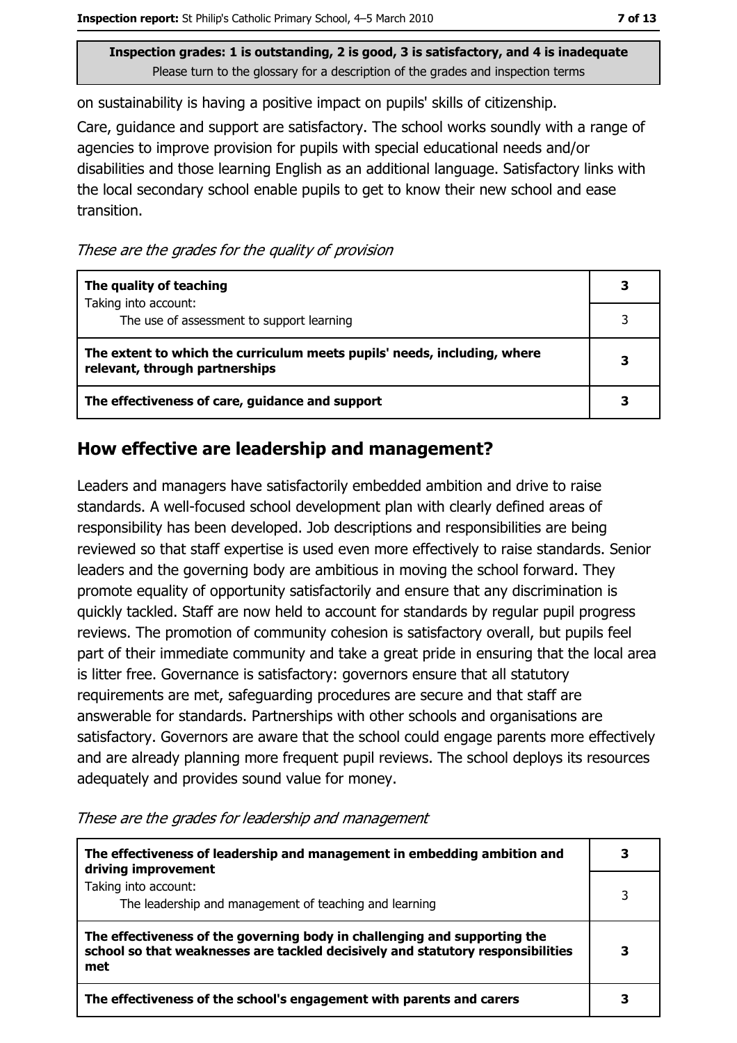**Inspection grades: 1 is outstanding, 2 is good, 3 is satisfactory, and 4 is inadequate**
Please turn to the glossary for a description of the grades and inspection terms

on sustainability is having a positive impact on pupils' skills of citizenship.

Care, guidance and support are satisfactory. The school works soundly with a range of agencies to improve provision for pupils with special educational needs and/or disabilities and those learning English as an additional language. Satisfactory links with the local secondary school enable pupils to get to know their new school and ease transition.

*These are the grades for the quality of provision*

| | |
|---|---|
| **The quality of teaching** | **3** |
| Taking into account: The use of assessment to support learning | 3 |
| **The extent to which the curriculum meets pupils' needs, including, where relevant, through partnerships** | **3** |
| **The effectiveness of care, guidance and support** | **3** |

## How effective are leadership and management?

Leaders and managers have satisfactorily embedded ambition and drive to raise standards. A well-focused school development plan with clearly defined areas of responsibility has been developed. Job descriptions and responsibilities are being reviewed so that staff expertise is used even more effectively to raise standards. Senior leaders and the governing body are ambitious in moving the school forward. They promote equality of opportunity satisfactorily and ensure that any discrimination is quickly tackled. Staff are now held to account for standards by regular pupil progress reviews. The promotion of community cohesion is satisfactory overall, but pupils feel part of their immediate community and take a great pride in ensuring that the local area is litter free. Governance is satisfactory: governors ensure that all statutory requirements are met, safeguarding procedures are secure and that staff are answerable for standards. Partnerships with other schools and organisations are satisfactory. Governors are aware that the school could engage parents more effectively and are already planning more frequent pupil reviews. The school deploys its resources adequately and provides sound value for money.

*These are the grades for leadership and management*

| | |
|---|---|
| **The effectiveness of leadership and management in embedding ambition and driving improvement** | **3** |
| Taking into account: The leadership and management of teaching and learning | 3 |
| **The effectiveness of the governing body in challenging and supporting the school so that weaknesses are tackled decisively and statutory responsibilities met** | **3** |
| **The effectiveness of the school's engagement with parents and carers** | **3** |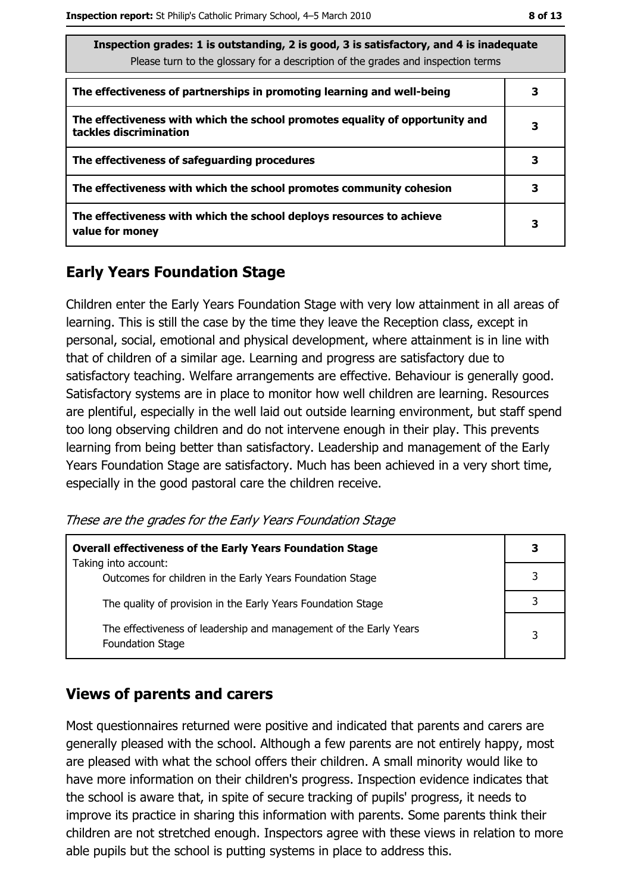| Inspection grades: 1 is outstanding, 2 is good, 3 is satisfactory, and 4 is inadequate<br>Please turn to the glossary for a description of the grades and inspection terms | |
|---|---|
| **The effectiveness of partnerships in promoting learning and well-being** | **3** |
| **The effectiveness with which the school promotes equality of opportunity and tackles discrimination** | **3** |
| **The effectiveness of safeguarding procedures** | **3** |
| **The effectiveness with which the school promotes community cohesion** | **3** |
| **The effectiveness with which the school deploys resources to achieve value for money** | **3** |

## Early Years Foundation Stage

Children enter the Early Years Foundation Stage with very low attainment in all areas of learning. This is still the case by the time they leave the Reception class, except in personal, social, emotional and physical development, where attainment is in line with that of children of a similar age. Learning and progress are satisfactory due to satisfactory teaching. Welfare arrangements are effective. Behaviour is generally good. Satisfactory systems are in place to monitor how well children are learning. Resources are plentiful, especially in the well laid out outside learning environment, but staff spend too long observing children and do not intervene enough in their play. This prevents learning from being better than satisfactory. Leadership and management of the Early Years Foundation Stage are satisfactory. Much has been achieved in a very short time, especially in the good pastoral care the children receive.

*These are the grades for the Early Years Foundation Stage*

| **Overall effectiveness of the Early Years Foundation Stage**<br>Taking into account: | **3** |
|---|---|
| Outcomes for children in the Early Years Foundation Stage | 3 |
| The quality of provision in the Early Years Foundation Stage | 3 |
| The effectiveness of leadership and management of the Early Years Foundation Stage | 3 |

## Views of parents and carers

Most questionnaires returned were positive and indicated that parents and carers are generally pleased with the school. Although a few parents are not entirely happy, most are pleased with what the school offers their children. A small minority would like to have more information on their children's progress. Inspection evidence indicates that the school is aware that, in spite of secure tracking of pupils' progress, it needs to improve its practice in sharing this information with parents. Some parents think their children are not stretched enough. Inspectors agree with these views in relation to more able pupils but the school is putting systems in place to address this.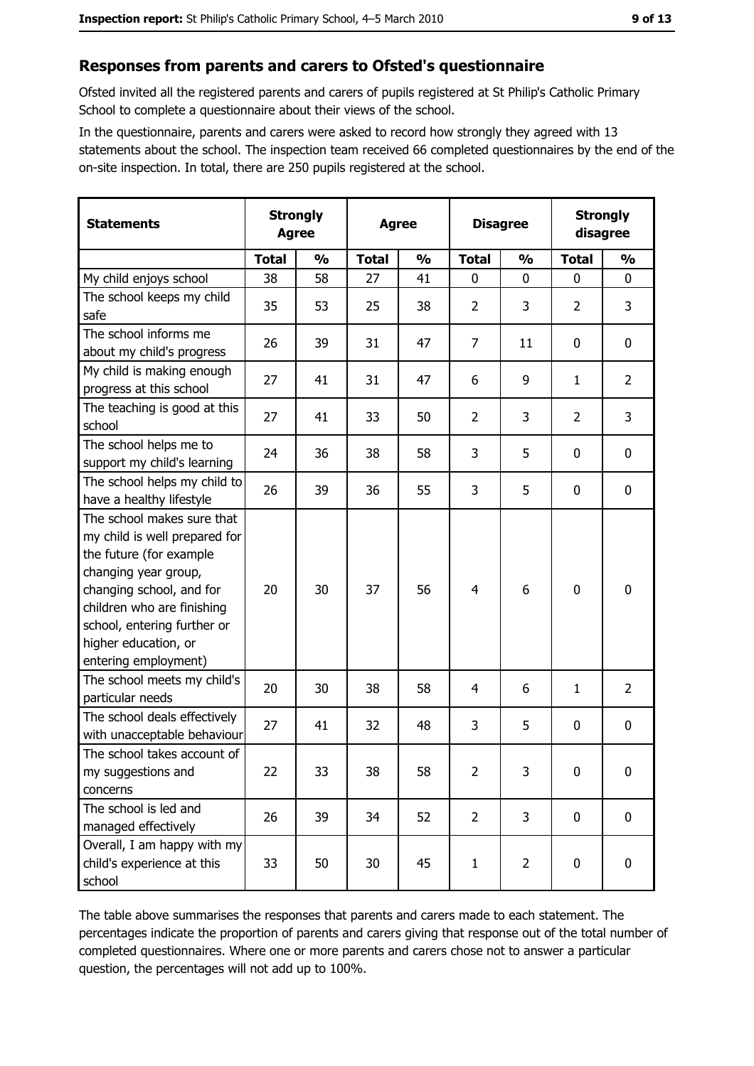## Responses from parents and carers to Ofsted's questionnaire

Ofsted invited all the registered parents and carers of pupils registered at St Philip's Catholic Primary School to complete a questionnaire about their views of the school.

In the questionnaire, parents and carers were asked to record how strongly they agreed with 13 statements about the school. The inspection team received 66 completed questionnaires by the end of the on-site inspection. In total, there are 250 pupils registered at the school.

| Statements | Strongly Agree | | Agree | | Disagree | | Strongly disagree | |
|---|---|---|---|---|---|---|---|---|
| | **Total** | **%** | **Total** | **%** | **Total** | **%** | **Total** | **%** |
| My child enjoys school | 38 | 58 | 27 | 41 | 0 | 0 | 0 | 0 |
| The school keeps my child safe | 35 | 53 | 25 | 38 | 2 | 3 | 2 | 3 |
| The school informs me about my child's progress | 26 | 39 | 31 | 47 | 7 | 11 | 0 | 0 |
| My child is making enough progress at this school | 27 | 41 | 31 | 47 | 6 | 9 | 1 | 2 |
| The teaching is good at this school | 27 | 41 | 33 | 50 | 2 | 3 | 2 | 3 |
| The school helps me to support my child's learning | 24 | 36 | 38 | 58 | 3 | 5 | 0 | 0 |
| The school helps my child to have a healthy lifestyle | 26 | 39 | 36 | 55 | 3 | 5 | 0 | 0 |
| The school makes sure that my child is well prepared for the future (for example changing year group, changing school, and for children who are finishing school, entering further or higher education, or entering employment) | 20 | 30 | 37 | 56 | 4 | 6 | 0 | 0 |
| The school meets my child's particular needs | 20 | 30 | 38 | 58 | 4 | 6 | 1 | 2 |
| The school deals effectively with unacceptable behaviour | 27 | 41 | 32 | 48 | 3 | 5 | 0 | 0 |
| The school takes account of my suggestions and concerns | 22 | 33 | 38 | 58 | 2 | 3 | 0 | 0 |
| The school is led and managed effectively | 26 | 39 | 34 | 52 | 2 | 3 | 0 | 0 |
| Overall, I am happy with my child's experience at this school | 33 | 50 | 30 | 45 | 1 | 2 | 0 | 0 |

The table above summarises the responses that parents and carers made to each statement. The percentages indicate the proportion of parents and carers giving that response out of the total number of completed questionnaires. Where one or more parents and carers chose not to answer a particular question, the percentages will not add up to 100%.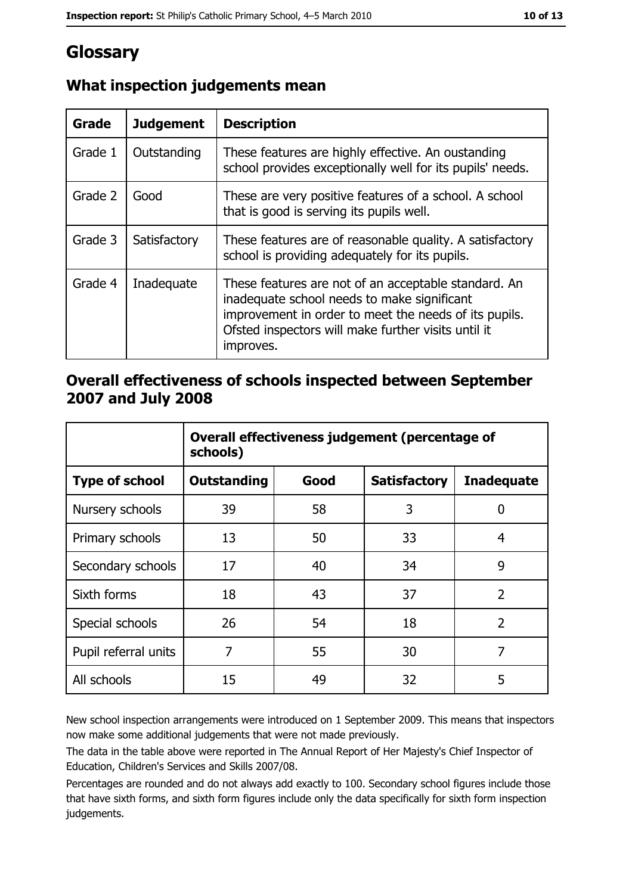# Glossary

## What inspection judgements mean

| Grade | Judgement | Description |
|---|---|---|
| Grade 1 | Outstanding | These features are highly effective. An oustanding school provides exceptionally well for its pupils' needs. |
| Grade 2 | Good | These are very positive features of a school. A school that is good is serving its pupils well. |
| Grade 3 | Satisfactory | These features are of reasonable quality. A satisfactory school is providing adequately for its pupils. |
| Grade 4 | Inadequate | These features are not of an acceptable standard. An inadequate school needs to make significant improvement in order to meet the needs of its pupils. Ofsted inspectors will make further visits until it improves. |

## Overall effectiveness of schools inspected between September 2007 and July 2008

| | Overall effectiveness judgement (percentage of schools) | | | |
|---|---|---|---|---|
| **Type of school** | **Outstanding** | **Good** | **Satisfactory** | **Inadequate** |
| Nursery schools | 39 | 58 | 3 | 0 |
| Primary schools | 13 | 50 | 33 | 4 |
| Secondary schools | 17 | 40 | 34 | 9 |
| Sixth forms | 18 | 43 | 37 | 2 |
| Special schools | 26 | 54 | 18 | 2 |
| Pupil referral units | 7 | 55 | 30 | 7 |
| All schools | 15 | 49 | 32 | 5 |

New school inspection arrangements were introduced on 1 September 2009. This means that inspectors now make some additional judgements that were not made previously.

The data in the table above were reported in The Annual Report of Her Majesty's Chief Inspector of Education, Children's Services and Skills 2007/08.

Percentages are rounded and do not always add exactly to 100. Secondary school figures include those that have sixth forms, and sixth form figures include only the data specifically for sixth form inspection judgements.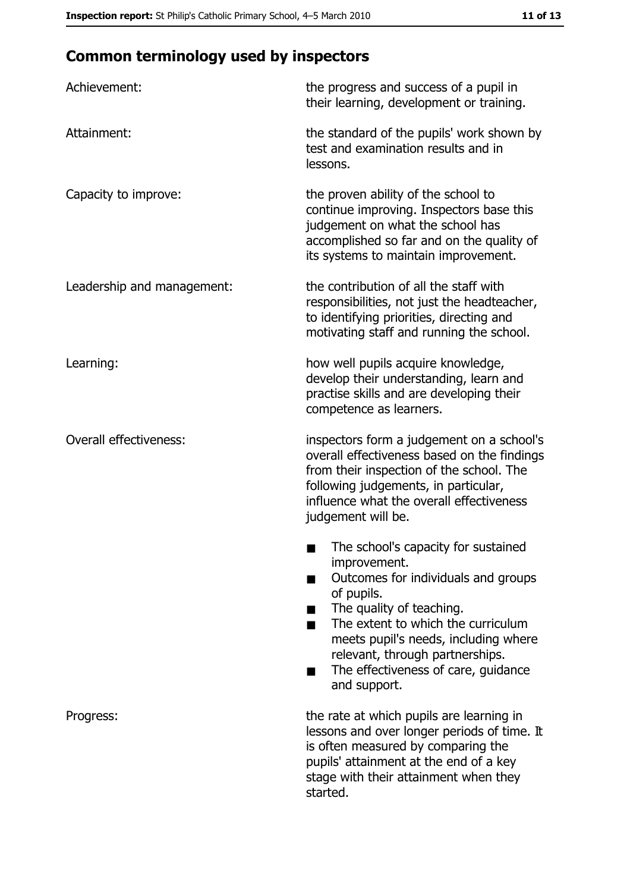## Common terminology used by inspectors

| | |
|---|---|
| Achievement: | the progress and success of a pupil in their learning, development or training. |
| Attainment: | the standard of the pupils' work shown by test and examination results and in lessons. |
| Capacity to improve: | the proven ability of the school to continue improving. Inspectors base this judgement on what the school has accomplished so far and on the quality of its systems to maintain improvement. |
| Leadership and management: | the contribution of all the staff with responsibilities, not just the headteacher, to identifying priorities, directing and motivating staff and running the school. |
| Learning: | how well pupils acquire knowledge, develop their understanding, learn and practise skills and are developing their competence as learners. |
| Overall effectiveness: | inspectors form a judgement on a school's overall effectiveness based on the findings from their inspection of the school. The following judgements, in particular, influence what the overall effectiveness judgement will be.<br>■ The school's capacity for sustained improvement.<br>■ Outcomes for individuals and groups of pupils.<br>■ The quality of teaching.<br>■ The extent to which the curriculum meets pupil's needs, including where relevant, through partnerships.<br>■ The effectiveness of care, guidance and support. |
| Progress: | the rate at which pupils are learning in lessons and over longer periods of time. It is often measured by comparing the pupils' attainment at the end of a key stage with their attainment when they started. |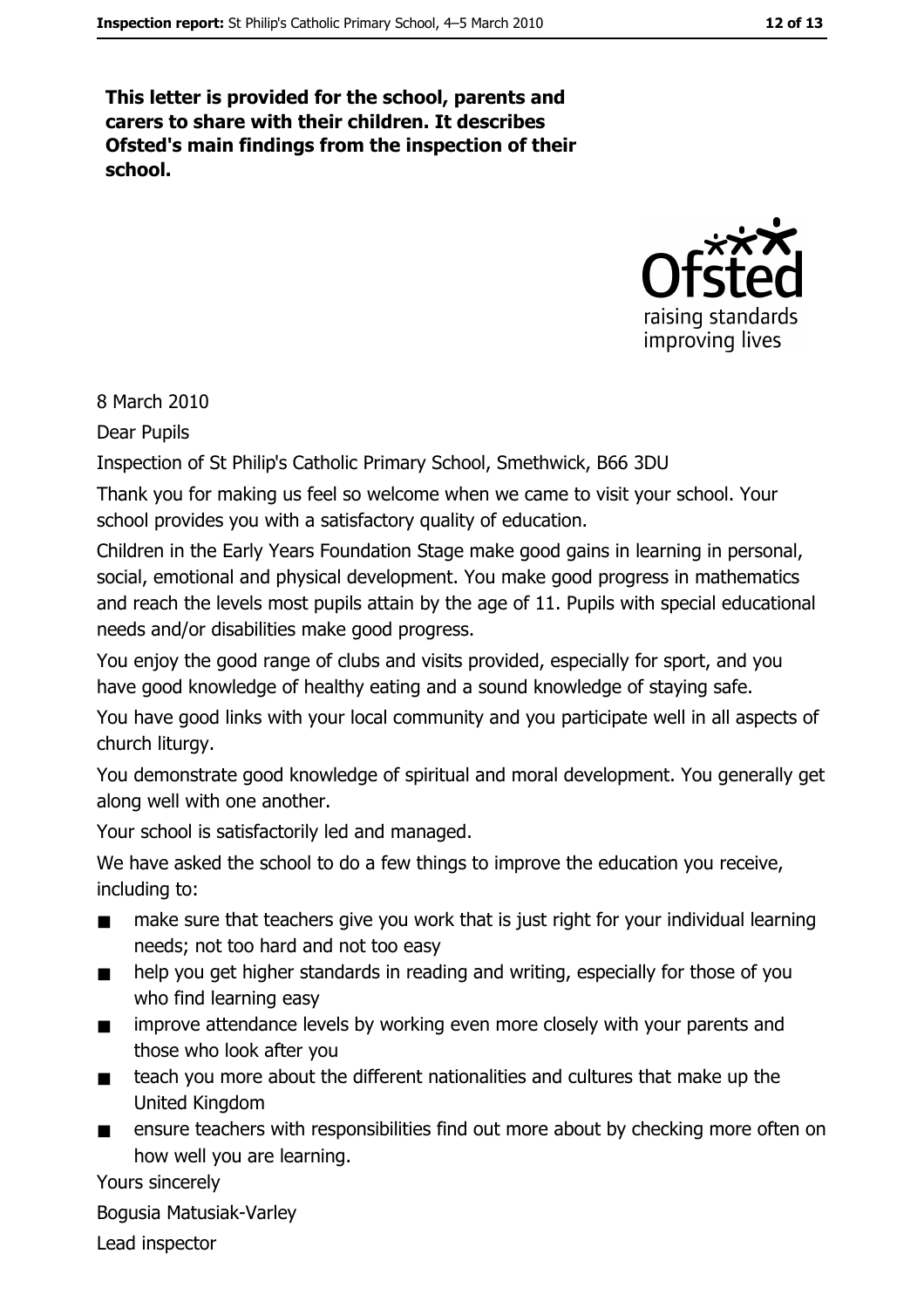**This letter is provided for the school, parents and carers to share with their children. It describes Ofsted's main findings from the inspection of their school.**

8 March 2010

Dear Pupils

Inspection of St Philip's Catholic Primary School, Smethwick, B66 3DU

Thank you for making us feel so welcome when we came to visit your school. Your school provides you with a satisfactory quality of education.

Children in the Early Years Foundation Stage make good gains in learning in personal, social, emotional and physical development. You make good progress in mathematics and reach the levels most pupils attain by the age of 11. Pupils with special educational needs and/or disabilities make good progress.

You enjoy the good range of clubs and visits provided, especially for sport, and you have good knowledge of healthy eating and a sound knowledge of staying safe.

You have good links with your local community and you participate well in all aspects of church liturgy.

You demonstrate good knowledge of spiritual and moral development. You generally get along well with one another.

Your school is satisfactorily led and managed.

We have asked the school to do a few things to improve the education you receive, including to:

- make sure that teachers give you work that is just right for your individual learning needs; not too hard and not too easy
- help you get higher standards in reading and writing, especially for those of you who find learning easy
- improve attendance levels by working even more closely with your parents and those who look after you
- teach you more about the different nationalities and cultures that make up the United Kingdom
- ensure teachers with responsibilities find out more about by checking more often on how well you are learning.

Yours sincerely

Bogusia Matusiak-Varley

Lead inspector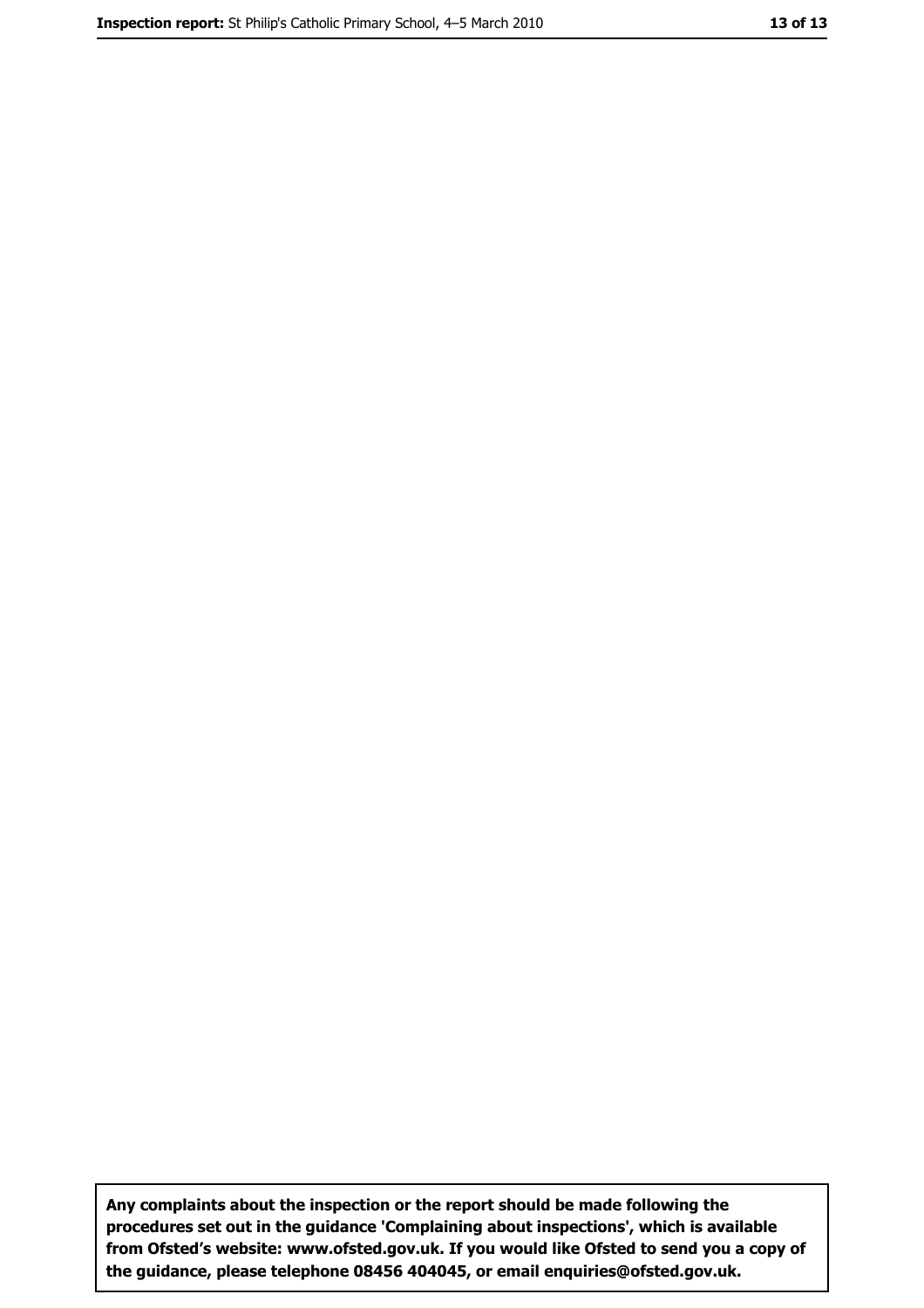**Any complaints about the inspection or the report should be made following the procedures set out in the guidance 'Complaining about inspections', which is available from Ofsted's website: www.ofsted.gov.uk. If you would like Ofsted to send you a copy of the guidance, please telephone 08456 404045, or email enquiries@ofsted.gov.uk.**